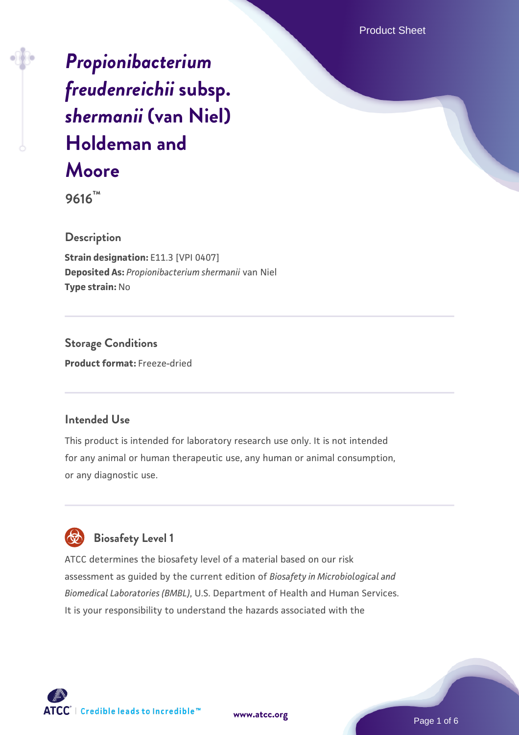# *Propionibacterium freudenreichii* subsp. *shermanii* (van Niel) Holdeman and Moore

**9616™**

## Description

**Strain designation:** E11.3 [VPI 0407]
**Deposited As:** *Propionibacterium shermanii* van Niel
**Type strain:** No

## Storage Conditions

**Product format:** Freeze-dried

## Intended Use

This product is intended for laboratory research use only. It is not intended for any animal or human therapeutic use, any human or animal consumption, or any diagnostic use.

## Biosafety Level 1

ATCC determines the biosafety level of a material based on our risk assessment as guided by the current edition of *Biosafety in Microbiological and Biomedical Laboratories (BMBL)*, U.S. Department of Health and Human Services. It is your responsibility to understand the hazards associated with the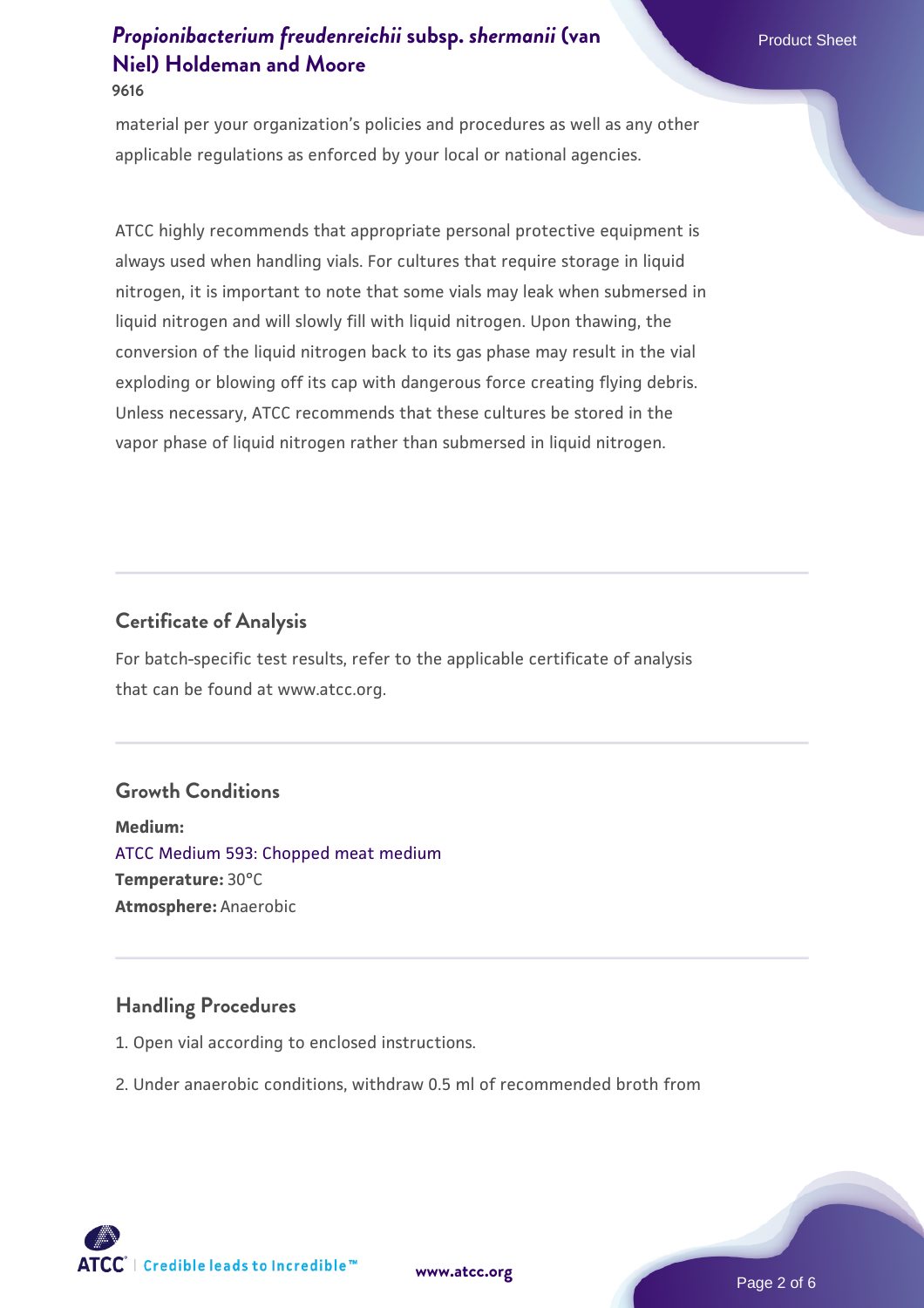material per your organization's policies and procedures as well as any other applicable regulations as enforced by your local or national agencies.

ATCC highly recommends that appropriate personal protective equipment is always used when handling vials. For cultures that require storage in liquid nitrogen, it is important to note that some vials may leak when submersed in liquid nitrogen and will slowly fill with liquid nitrogen. Upon thawing, the conversion of the liquid nitrogen back to its gas phase may result in the vial exploding or blowing off its cap with dangerous force creating flying debris. Unless necessary, ATCC recommends that these cultures be stored in the vapor phase of liquid nitrogen rather than submersed in liquid nitrogen.

## Certificate of Analysis

For batch-specific test results, refer to the applicable certificate of analysis that can be found at www.atcc.org.

## Growth Conditions

**Medium:**
ATCC Medium 593: Chopped meat medium
**Temperature:** 30°C
**Atmosphere:** Anaerobic

## Handling Procedures

1. Open vial according to enclosed instructions.
2. Under anaerobic conditions, withdraw 0.5 ml of recommended broth from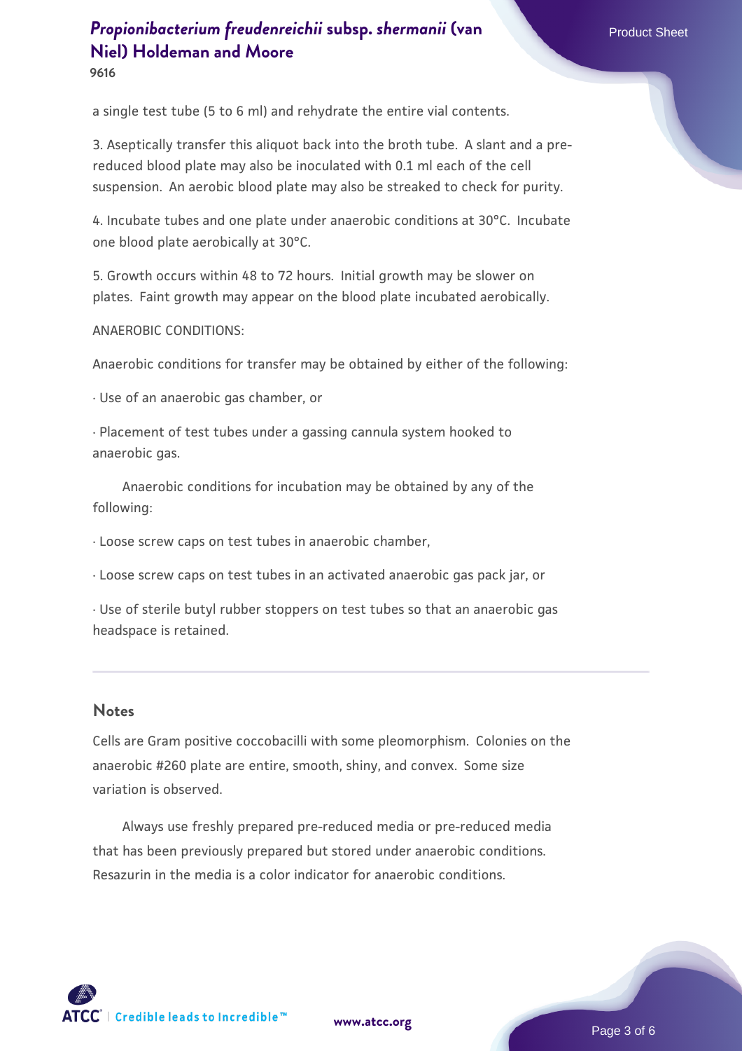a single test tube (5 to 6 ml) and rehydrate the entire vial contents.

3. Aseptically transfer this aliquot back into the broth tube. A slant and a pre-reduced blood plate may also be inoculated with 0.1 ml each of the cell suspension. An aerobic blood plate may also be streaked to check for purity.

4. Incubate tubes and one plate under anaerobic conditions at 30°C. Incubate one blood plate aerobically at 30°C.

5. Growth occurs within 48 to 72 hours. Initial growth may be slower on plates. Faint growth may appear on the blood plate incubated aerobically.

ANAEROBIC CONDITIONS:

Anaerobic conditions for transfer may be obtained by either of the following:

· Use of an anaerobic gas chamber, or

· Placement of test tubes under a gassing cannula system hooked to anaerobic gas.

Anaerobic conditions for incubation may be obtained by any of the following:

· Loose screw caps on test tubes in anaerobic chamber,

· Loose screw caps on test tubes in an activated anaerobic gas pack jar, or

· Use of sterile butyl rubber stoppers on test tubes so that an anaerobic gas headspace is retained.

## Notes

Cells are Gram positive coccobacilli with some pleomorphism. Colonies on the anaerobic #260 plate are entire, smooth, shiny, and convex. Some size variation is observed.

Always use freshly prepared pre-reduced media or pre-reduced media that has been previously prepared but stored under anaerobic conditions. Resazurin in the media is a color indicator for anaerobic conditions.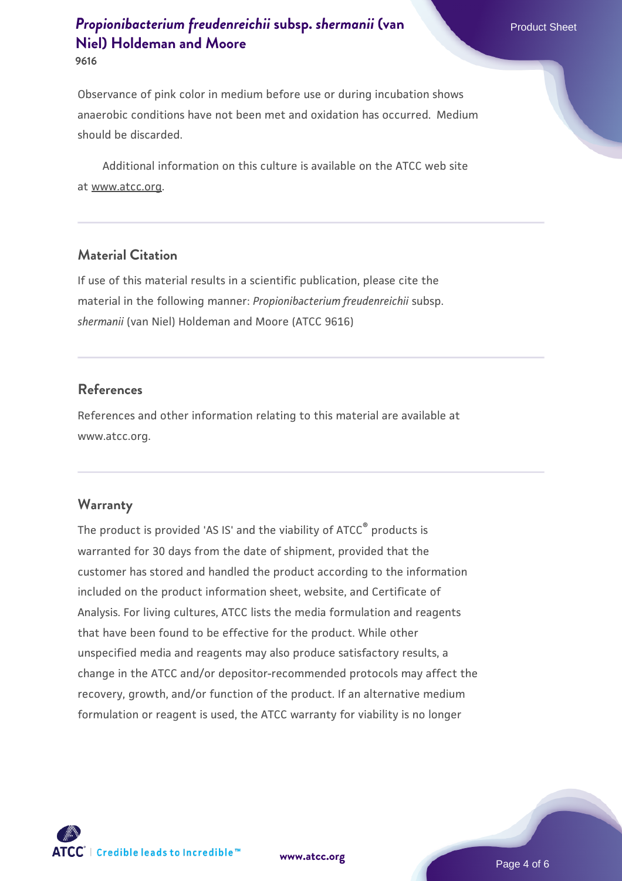Observance of pink color in medium before use or during incubation shows anaerobic conditions have not been met and oxidation has occurred. Medium should be discarded.

Additional information on this culture is available on the ATCC web site at www.atcc.org.

## Material Citation

If use of this material results in a scientific publication, please cite the material in the following manner: *Propionibacterium freudenreichii* subsp. *shermanii* (van Niel) Holdeman and Moore (ATCC 9616)

## References

References and other information relating to this material are available at www.atcc.org.

## Warranty

The product is provided 'AS IS' and the viability of ATCC® products is warranted for 30 days from the date of shipment, provided that the customer has stored and handled the product according to the information included on the product information sheet, website, and Certificate of Analysis. For living cultures, ATCC lists the media formulation and reagents that have been found to be effective for the product. While other unspecified media and reagents may also produce satisfactory results, a change in the ATCC and/or depositor-recommended protocols may affect the recovery, growth, and/or function of the product. If an alternative medium formulation or reagent is used, the ATCC warranty for viability is no longer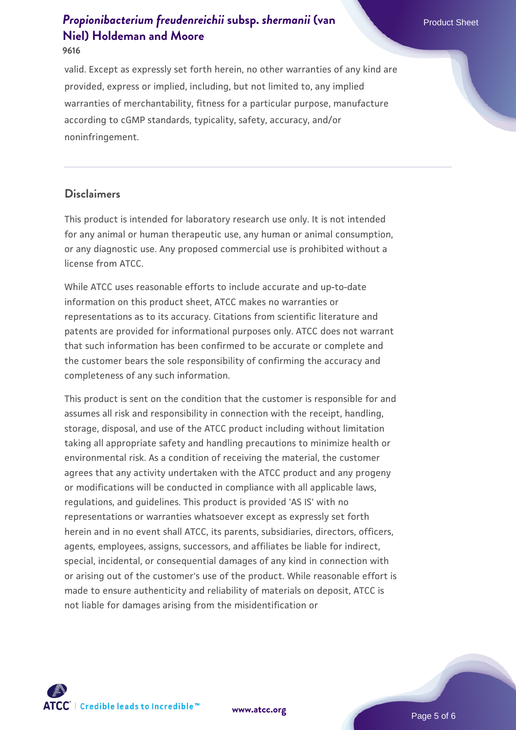valid. Except as expressly set forth herein, no other warranties of any kind are provided, express or implied, including, but not limited to, any implied warranties of merchantability, fitness for a particular purpose, manufacture according to cGMP standards, typicality, safety, accuracy, and/or noninfringement.

## Disclaimers

This product is intended for laboratory research use only. It is not intended for any animal or human therapeutic use, any human or animal consumption, or any diagnostic use. Any proposed commercial use is prohibited without a license from ATCC.

While ATCC uses reasonable efforts to include accurate and up-to-date information on this product sheet, ATCC makes no warranties or representations as to its accuracy. Citations from scientific literature and patents are provided for informational purposes only. ATCC does not warrant that such information has been confirmed to be accurate or complete and the customer bears the sole responsibility of confirming the accuracy and completeness of any such information.

This product is sent on the condition that the customer is responsible for and assumes all risk and responsibility in connection with the receipt, handling, storage, disposal, and use of the ATCC product including without limitation taking all appropriate safety and handling precautions to minimize health or environmental risk. As a condition of receiving the material, the customer agrees that any activity undertaken with the ATCC product and any progeny or modifications will be conducted in compliance with all applicable laws, regulations, and guidelines. This product is provided 'AS IS' with no representations or warranties whatsoever except as expressly set forth herein and in no event shall ATCC, its parents, subsidiaries, directors, officers, agents, employees, assigns, successors, and affiliates be liable for indirect, special, incidental, or consequential damages of any kind in connection with or arising out of the customer's use of the product. While reasonable effort is made to ensure authenticity and reliability of materials on deposit, ATCC is not liable for damages arising from the misidentification or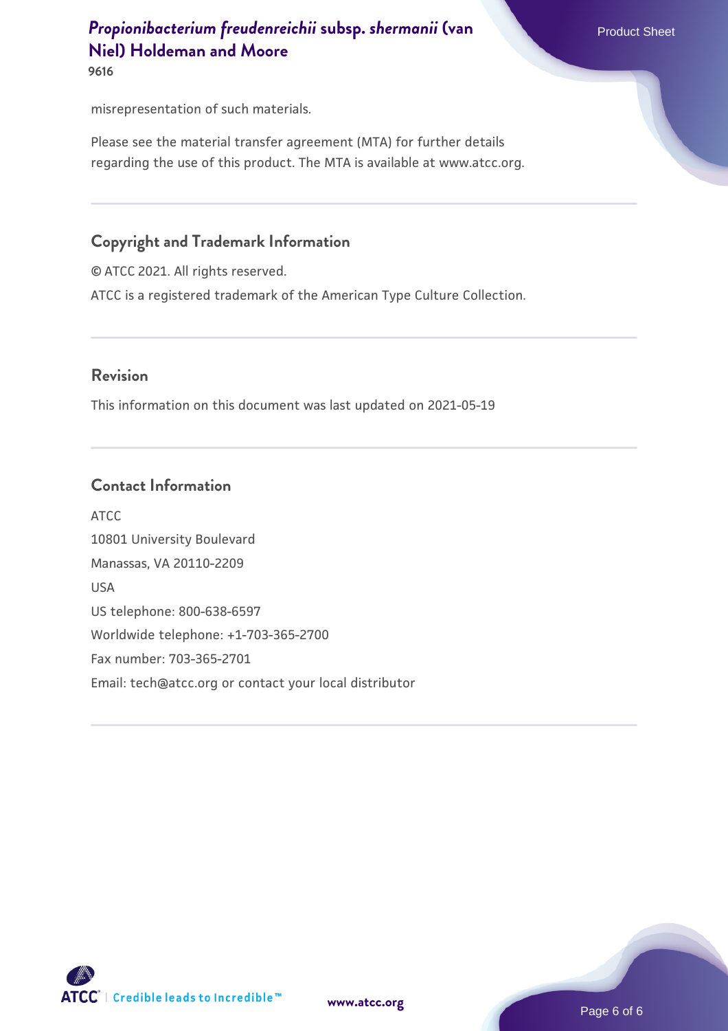misrepresentation of such materials.

Please see the material transfer agreement (MTA) for further details regarding the use of this product. The MTA is available at www.atcc.org.

## Copyright and Trademark Information

© ATCC 2021. All rights reserved.

ATCC is a registered trademark of the American Type Culture Collection.

## Revision

This information on this document was last updated on 2021-05-19

## Contact Information

ATCC

10801 University Boulevard

Manassas, VA 20110-2209

USA

US telephone: 800-638-6597

Worldwide telephone: +1-703-365-2700

Fax number: 703-365-2701

Email: tech@atcc.org or contact your local distributor